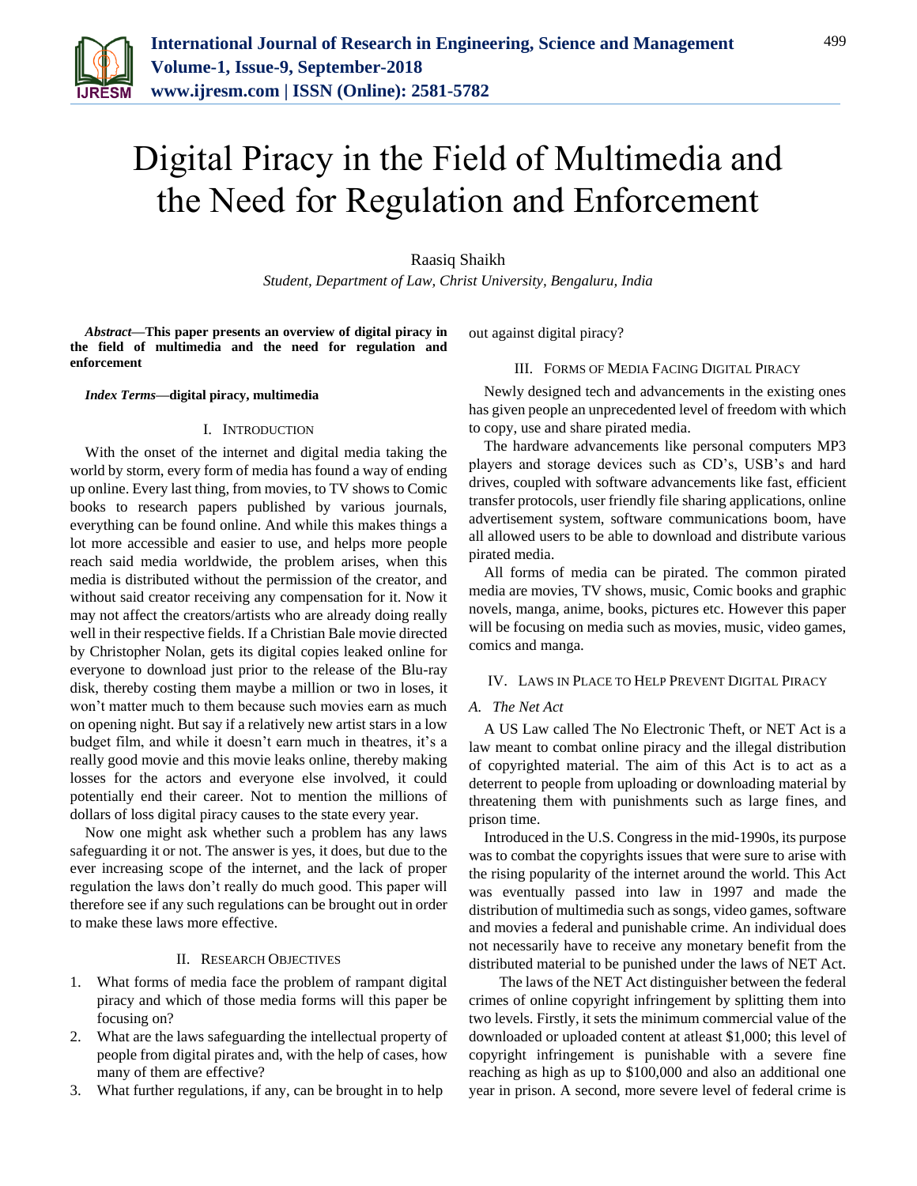# Digital Piracy in the Field of Multimedia and the Need for Regulation and Enforcement

Raasiq Shaikh

*Student, Department of Law, Christ University, Bengaluru, India*

***Abstract*—This paper presents an overview of digital piracy in the field of multimedia and the need for regulation and enforcement**

***Index Terms*—digital piracy, multimedia**

## I. Introduction

With the onset of the internet and digital media taking the world by storm, every form of media has found a way of ending up online. Every last thing, from movies, to TV shows to Comic books to research papers published by various journals, everything can be found online. And while this makes things a lot more accessible and easier to use, and helps more people reach said media worldwide, the problem arises, when this media is distributed without the permission of the creator, and without said creator receiving any compensation for it. Now it may not affect the creators/artists who are already doing really well in their respective fields. If a Christian Bale movie directed by Christopher Nolan, gets its digital copies leaked online for everyone to download just prior to the release of the Blu-ray disk, thereby costing them maybe a million or two in loses, it won't matter much to them because such movies earn as much on opening night. But say if a relatively new artist stars in a low budget film, and while it doesn't earn much in theatres, it's a really good movie and this movie leaks online, thereby making losses for the actors and everyone else involved, it could potentially end their career. Not to mention the millions of dollars of loss digital piracy causes to the state every year.

Now one might ask whether such a problem has any laws safeguarding it or not. The answer is yes, it does, but due to the ever increasing scope of the internet, and the lack of proper regulation the laws don't really do much good. This paper will therefore see if any such regulations can be brought out in order to make these laws more effective.

## II. Research Objectives

1. What forms of media face the problem of rampant digital piracy and which of those media forms will this paper be focusing on?
2. What are the laws safeguarding the intellectual property of people from digital pirates and, with the help of cases, how many of them are effective?
3. What further regulations, if any, can be brought in to help out against digital piracy?

## III. Forms of Media Facing Digital Piracy

Newly designed tech and advancements in the existing ones has given people an unprecedented level of freedom with which to copy, use and share pirated media.

The hardware advancements like personal computers MP3 players and storage devices such as CD's, USB's and hard drives, coupled with software advancements like fast, efficient transfer protocols, user friendly file sharing applications, online advertisement system, software communications boom, have all allowed users to be able to download and distribute various pirated media.

All forms of media can be pirated. The common pirated media are movies, TV shows, music, Comic books and graphic novels, manga, anime, books, pictures etc. However this paper will be focusing on media such as movies, music, video games, comics and manga.

## IV. Laws in Place to Help Prevent Digital Piracy

### A. The Net Act

A US Law called The No Electronic Theft, or NET Act is a law meant to combat online piracy and the illegal distribution of copyrighted material. The aim of this Act is to act as a deterrent to people from uploading or downloading material by threatening them with punishments such as large fines, and prison time.

Introduced in the U.S. Congress in the mid-1990s, its purpose was to combat the copyrights issues that were sure to arise with the rising popularity of the internet around the world. This Act was eventually passed into law in 1997 and made the distribution of multimedia such as songs, video games, software and movies a federal and punishable crime. An individual does not necessarily have to receive any monetary benefit from the distributed material to be punished under the laws of NET Act.

The laws of the NET Act distinguisher between the federal crimes of online copyright infringement by splitting them into two levels. Firstly, it sets the minimum commercial value of the downloaded or uploaded content at atleast $1,000; this level of copyright infringement is punishable with a severe fine reaching as high as up to $100,000 and also an additional one year in prison. A second, more severe level of federal crime is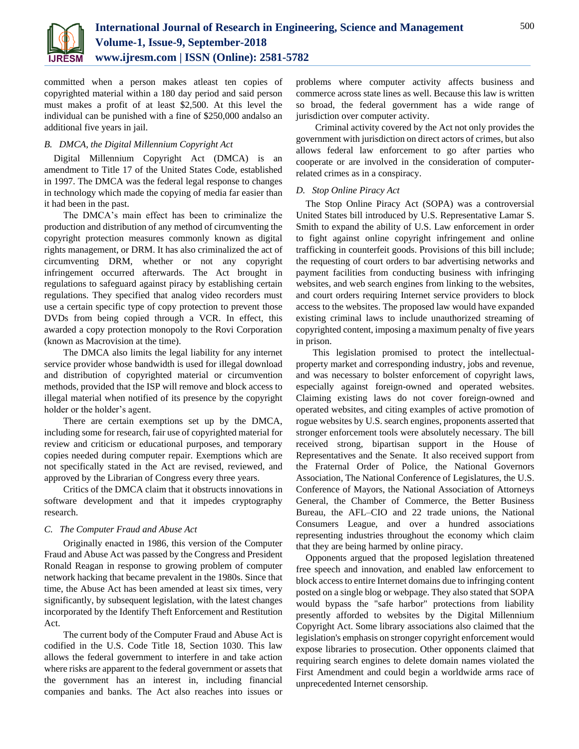committed when a person makes atleast ten copies of copyrighted material within a 180 day period and said person must makes a profit of at least $2,500. At this level the individual can be punished with a fine of $250,000 andalso an additional five years in jail.

### *B. DMCA, the Digital Millennium Copyright Act*

Digital Millennium Copyright Act (DMCA) is an amendment to Title 17 of the United States Code, established in 1997. The DMCA was the federal legal response to changes in technology which made the copying of media far easier than it had been in the past.

The DMCA's main effect has been to criminalize the production and distribution of any method of circumventing the copyright protection measures commonly known as digital rights management, or DRM. It has also criminalized the act of circumventing DRM, whether or not any copyright infringement occurred afterwards. The Act brought in regulations to safeguard against piracy by establishing certain regulations. They specified that analog video recorders must use a certain specific type of copy protection to prevent those DVDs from being copied through a VCR. In effect, this awarded a copy protection monopoly to the Rovi Corporation (known as Macrovision at the time).

The DMCA also limits the legal liability for any internet service provider whose bandwidth is used for illegal download and distribution of copyrighted material or circumvention methods, provided that the ISP will remove and block access to illegal material when notified of its presence by the copyright holder or the holder's agent.

There are certain exemptions set up by the DMCA, including some for research, fair use of copyrighted material for review and criticism or educational purposes, and temporary copies needed during computer repair. Exemptions which are not specifically stated in the Act are revised, reviewed, and approved by the Librarian of Congress every three years.

Critics of the DMCA claim that it obstructs innovations in software development and that it impedes cryptography research.

### *C. The Computer Fraud and Abuse Act*

Originally enacted in 1986, this version of the Computer Fraud and Abuse Act was passed by the Congress and President Ronald Reagan in response to growing problem of computer network hacking that became prevalent in the 1980s. Since that time, the Abuse Act has been amended at least six times, very significantly, by subsequent legislation, with the latest changes incorporated by the Identify Theft Enforcement and Restitution Act.

The current body of the Computer Fraud and Abuse Act is codified in the U.S. Code Title 18, Section 1030. This law allows the federal government to interfere in and take action where risks are apparent to the federal government or assets that the government has an interest in, including financial companies and banks. The Act also reaches into issues or problems where computer activity affects business and commerce across state lines as well. Because this law is written so broad, the federal government has a wide range of jurisdiction over computer activity.

Criminal activity covered by the Act not only provides the government with jurisdiction on direct actors of crimes, but also allows federal law enforcement to go after parties who cooperate or are involved in the consideration of computer-related crimes as in a conspiracy.

### *D. Stop Online Piracy Act*

The Stop Online Piracy Act (SOPA) was a controversial United States bill introduced by U.S. Representative Lamar S. Smith to expand the ability of U.S. Law enforcement in order to fight against online copyright infringement and online trafficking in counterfeit goods. Provisions of this bill include; the requesting of court orders to bar advertising networks and payment facilities from conducting business with infringing websites, and web search engines from linking to the websites, and court orders requiring Internet service providers to block access to the websites. The proposed law would have expanded existing criminal laws to include unauthorized streaming of copyrighted content, imposing a maximum penalty of five years in prison.

This legislation promised to protect the intellectual-property market and corresponding industry, jobs and revenue, and was necessary to bolster enforcement of copyright laws, especially against foreign-owned and operated websites. Claiming existing laws do not cover foreign-owned and operated websites, and citing examples of active promotion of rogue websites by U.S. search engines, proponents asserted that stronger enforcement tools were absolutely necessary. The bill received strong, bipartisan support in the House of Representatives and the Senate. It also received support from the Fraternal Order of Police, the National Governors Association, The National Conference of Legislatures, the U.S. Conference of Mayors, the National Association of Attorneys General, the Chamber of Commerce, the Better Business Bureau, the AFL–CIO and 22 trade unions, the National Consumers League, and over a hundred associations representing industries throughout the economy which claim that they are being harmed by online piracy.

Opponents argued that the proposed legislation threatened free speech and innovation, and enabled law enforcement to block access to entire Internet domains due to infringing content posted on a single blog or webpage. They also stated that SOPA would bypass the "safe harbor" protections from liability presently afforded to websites by the Digital Millennium Copyright Act. Some library associations also claimed that the legislation's emphasis on stronger copyright enforcement would expose libraries to prosecution. Other opponents claimed that requiring search engines to delete domain names violated the First Amendment and could begin a worldwide arms race of unprecedented Internet censorship.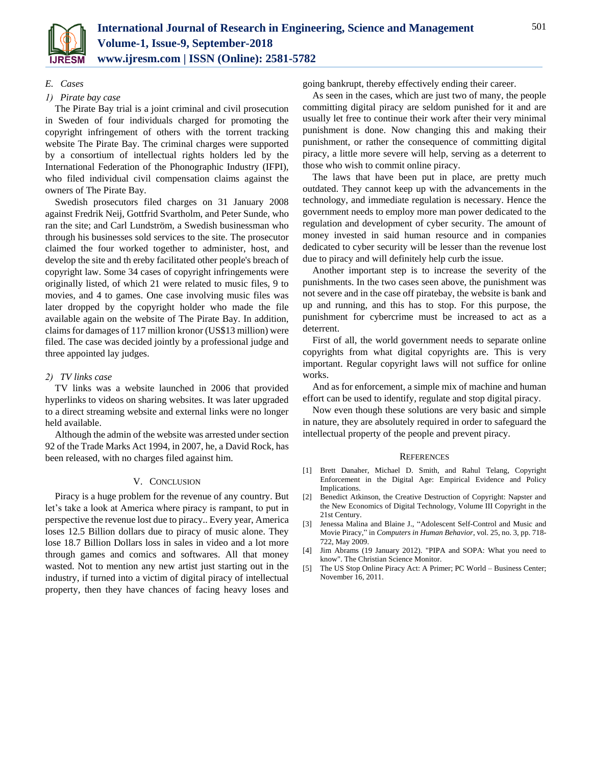### E. Cases

#### 1) Pirate bay case

The Pirate Bay trial is a joint criminal and civil prosecution in Sweden of four individuals charged for promoting the copyright infringement of others with the torrent tracking website The Pirate Bay. The criminal charges were supported by a consortium of intellectual rights holders led by the International Federation of the Phonographic Industry (IFPI), who filed individual civil compensation claims against the owners of The Pirate Bay.

Swedish prosecutors filed charges on 31 January 2008 against Fredrik Neij, Gottfrid Svartholm, and Peter Sunde, who ran the site; and Carl Lundström, a Swedish businessman who through his businesses sold services to the site. The prosecutor claimed the four worked together to administer, host, and develop the site and th ereby facilitated other people's breach of copyright law. Some 34 cases of copyright infringements were originally listed, of which 21 were related to music files, 9 to movies, and 4 to games. One case involving music files was later dropped by the copyright holder who made the file available again on the website of The Pirate Bay. In addition, claims for damages of 117 million kronor (US$13 million) were filed. The case was decided jointly by a professional judge and three appointed lay judges.

#### 2) TV links case

TV links was a website launched in 2006 that provided hyperlinks to videos on sharing websites. It was later upgraded to a direct streaming website and external links were no longer held available.

Although the admin of the website was arrested under section 92 of the Trade Marks Act 1994, in 2007, he, a David Rock, has been released, with no charges filed against him.

## V. Conclusion

Piracy is a huge problem for the revenue of any country. But let's take a look at America where piracy is rampant, to put in perspective the revenue lost due to piracy.. Every year, America loses 12.5 Billion dollars due to piracy of music alone. They lose 18.7 Billion Dollars loss in sales in video and a lot more through games and comics and softwares. All that money wasted. Not to mention any new artist just starting out in the industry, if turned into a victim of digital piracy of intellectual property, then they have chances of facing heavy loses and going bankrupt, thereby effectively ending their career.

As seen in the cases, which are just two of many, the people committing digital piracy are seldom punished for it and are usually let free to continue their work after their very minimal punishment is done. Now changing this and making their punishment, or rather the consequence of committing digital piracy, a little more severe will help, serving as a deterrent to those who wish to commit online piracy.

The laws that have been put in place, are pretty much outdated. They cannot keep up with the advancements in the technology, and immediate regulation is necessary. Hence the government needs to employ more man power dedicated to the regulation and development of cyber security. The amount of money invested in said human resource and in companies dedicated to cyber security will be lesser than the revenue lost due to piracy and will definitely help curb the issue.

Another important step is to increase the severity of the punishments. In the two cases seen above, the punishment was not severe and in the case off piratebay, the website is bank and up and running, and this has to stop. For this purpose, the punishment for cybercrime must be increased to act as a deterrent.

First of all, the world government needs to separate online copyrights from what digital copyrights are. This is very important. Regular copyright laws will not suffice for online works.

And as for enforcement, a simple mix of machine and human effort can be used to identify, regulate and stop digital piracy.

Now even though these solutions are very basic and simple in nature, they are absolutely required in order to safeguard the intellectual property of the people and prevent piracy.

## References

[1] Brett Danaher, Michael D. Smith, and Rahul Telang, Copyright Enforcement in the Digital Age: Empirical Evidence and Policy Implications.

[2] Benedict Atkinson, the Creative Destruction of Copyright: Napster and the New Economics of Digital Technology, Volume III Copyright in the 21st Century.

[3] Jenessa Malina and Blaine J., "Adolescent Self-Control and Music and Movie Piracy," in *Computers in Human Behavior*, vol. 25, no. 3, pp. 718-722, May 2009.

[4] Jim Abrams (19 January 2012). "PIPA and SOPA: What you need to know". The Christian Science Monitor.

[5] The US Stop Online Piracy Act: A Primer; PC World – Business Center; November 16, 2011.